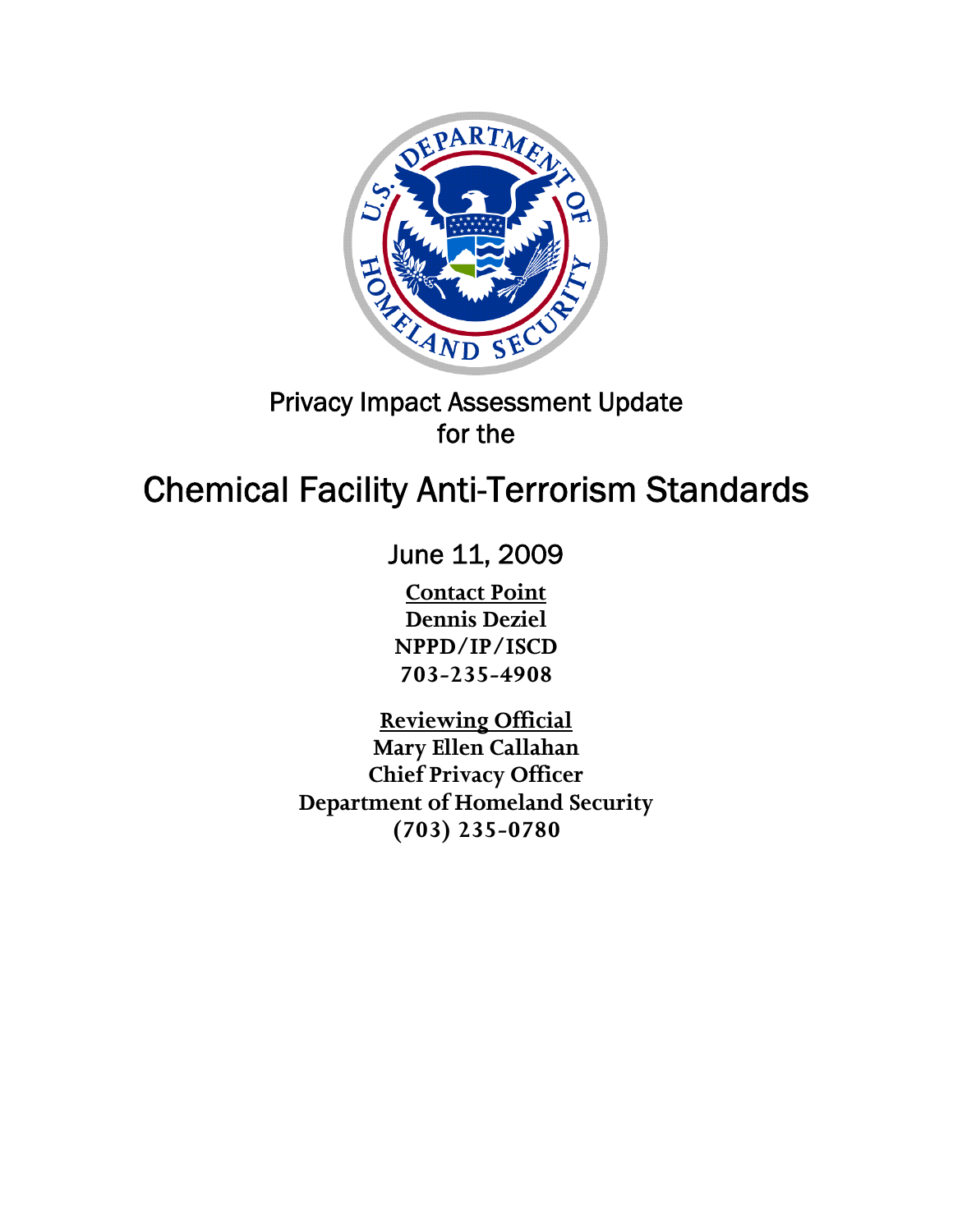Privacy Impact Assessment Update
for the

# Chemical Facility Anti-Terrorism Standards

June 11, 2009

**Contact Point**
**Dennis Deziel**
**NPPD/IP/ISCD**
**703-235-4908**

**Reviewing Official**
**Mary Ellen Callahan**
**Chief Privacy Officer**
**Department of Homeland Security**
**(703) 235-0780**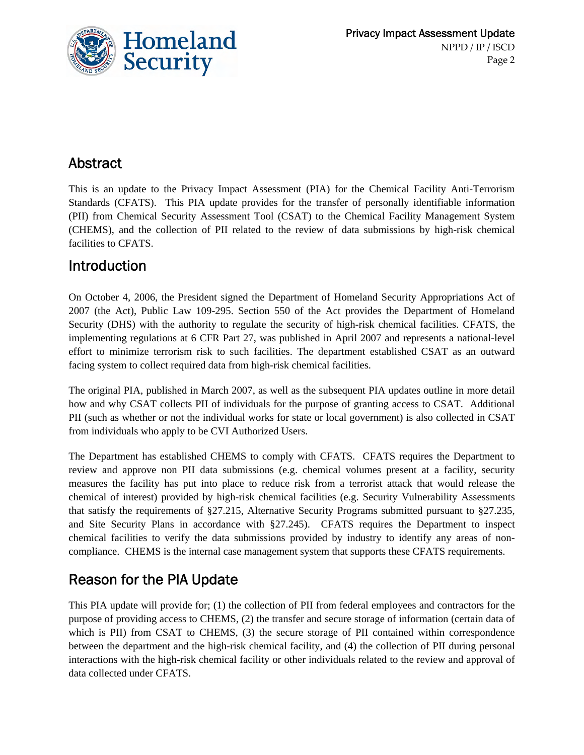## Abstract

This is an update to the Privacy Impact Assessment (PIA) for the Chemical Facility Anti-Terrorism Standards (CFATS). This PIA update provides for the transfer of personally identifiable information (PII) from Chemical Security Assessment Tool (CSAT) to the Chemical Facility Management System (CHEMS), and the collection of PII related to the review of data submissions by high-risk chemical facilities to CFATS.

## Introduction

On October 4, 2006, the President signed the Department of Homeland Security Appropriations Act of 2007 (the Act), Public Law 109-295. Section 550 of the Act provides the Department of Homeland Security (DHS) with the authority to regulate the security of high-risk chemical facilities. CFATS, the implementing regulations at 6 CFR Part 27, was published in April 2007 and represents a national-level effort to minimize terrorism risk to such facilities. The department established CSAT as an outward facing system to collect required data from high-risk chemical facilities.

The original PIA, published in March 2007, as well as the subsequent PIA updates outline in more detail how and why CSAT collects PII of individuals for the purpose of granting access to CSAT. Additional PII (such as whether or not the individual works for state or local government) is also collected in CSAT from individuals who apply to be CVI Authorized Users.

The Department has established CHEMS to comply with CFATS. CFATS requires the Department to review and approve non PII data submissions (e.g. chemical volumes present at a facility, security measures the facility has put into place to reduce risk from a terrorist attack that would release the chemical of interest) provided by high-risk chemical facilities (e.g. Security Vulnerability Assessments that satisfy the requirements of §27.215, Alternative Security Programs submitted pursuant to §27.235, and Site Security Plans in accordance with §27.245). CFATS requires the Department to inspect chemical facilities to verify the data submissions provided by industry to identify any areas of non-compliance. CHEMS is the internal case management system that supports these CFATS requirements.

## Reason for the PIA Update

This PIA update will provide for; (1) the collection of PII from federal employees and contractors for the purpose of providing access to CHEMS, (2) the transfer and secure storage of information (certain data of which is PII) from CSAT to CHEMS, (3) the secure storage of PII contained within correspondence between the department and the high-risk chemical facility, and (4) the collection of PII during personal interactions with the high-risk chemical facility or other individuals related to the review and approval of data collected under CFATS.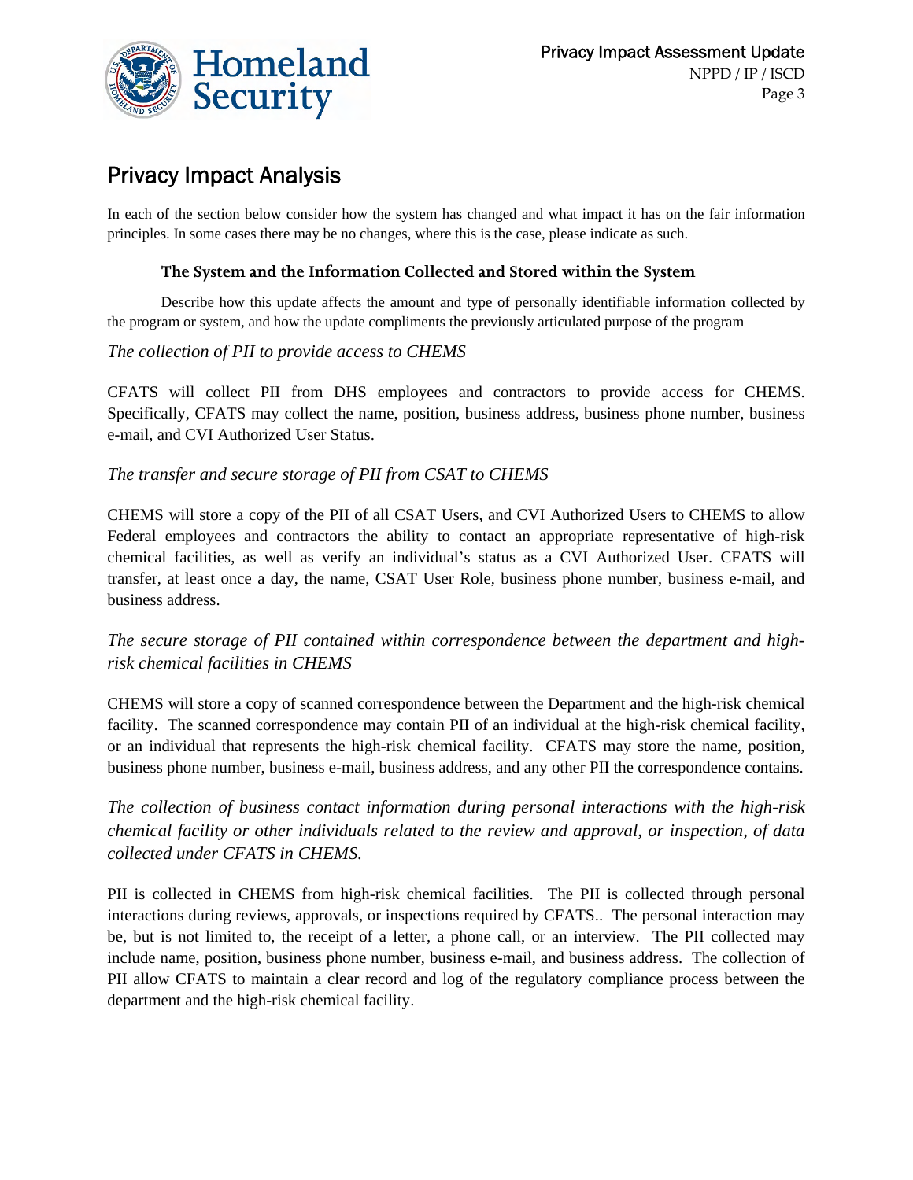# Privacy Impact Analysis

In each of the section below consider how the system has changed and what impact it has on the fair information principles. In some cases there may be no changes, where this is the case, please indicate as such.

### The System and the Information Collected and Stored within the System

Describe how this update affects the amount and type of personally identifiable information collected by the program or system, and how the update compliments the previously articulated purpose of the program

*The collection of PII to provide access to CHEMS*

CFATS will collect PII from DHS employees and contractors to provide access for CHEMS. Specifically, CFATS may collect the name, position, business address, business phone number, business e-mail, and CVI Authorized User Status.

*The transfer and secure storage of PII from CSAT to CHEMS*

CHEMS will store a copy of the PII of all CSAT Users, and CVI Authorized Users to CHEMS to allow Federal employees and contractors the ability to contact an appropriate representative of high-risk chemical facilities, as well as verify an individual's status as a CVI Authorized User. CFATS will transfer, at least once a day, the name, CSAT User Role, business phone number, business e-mail, and business address.

*The secure storage of PII contained within correspondence between the department and high-risk chemical facilities in CHEMS*

CHEMS will store a copy of scanned correspondence between the Department and the high-risk chemical facility. The scanned correspondence may contain PII of an individual at the high-risk chemical facility, or an individual that represents the high-risk chemical facility. CFATS may store the name, position, business phone number, business e-mail, business address, and any other PII the correspondence contains.

*The collection of business contact information during personal interactions with the high-risk chemical facility or other individuals related to the review and approval, or inspection, of data collected under CFATS in CHEMS.*

PII is collected in CHEMS from high-risk chemical facilities. The PII is collected through personal interactions during reviews, approvals, or inspections required by CFATS.. The personal interaction may be, but is not limited to, the receipt of a letter, a phone call, or an interview. The PII collected may include name, position, business phone number, business e-mail, and business address. The collection of PII allow CFATS to maintain a clear record and log of the regulatory compliance process between the department and the high-risk chemical facility.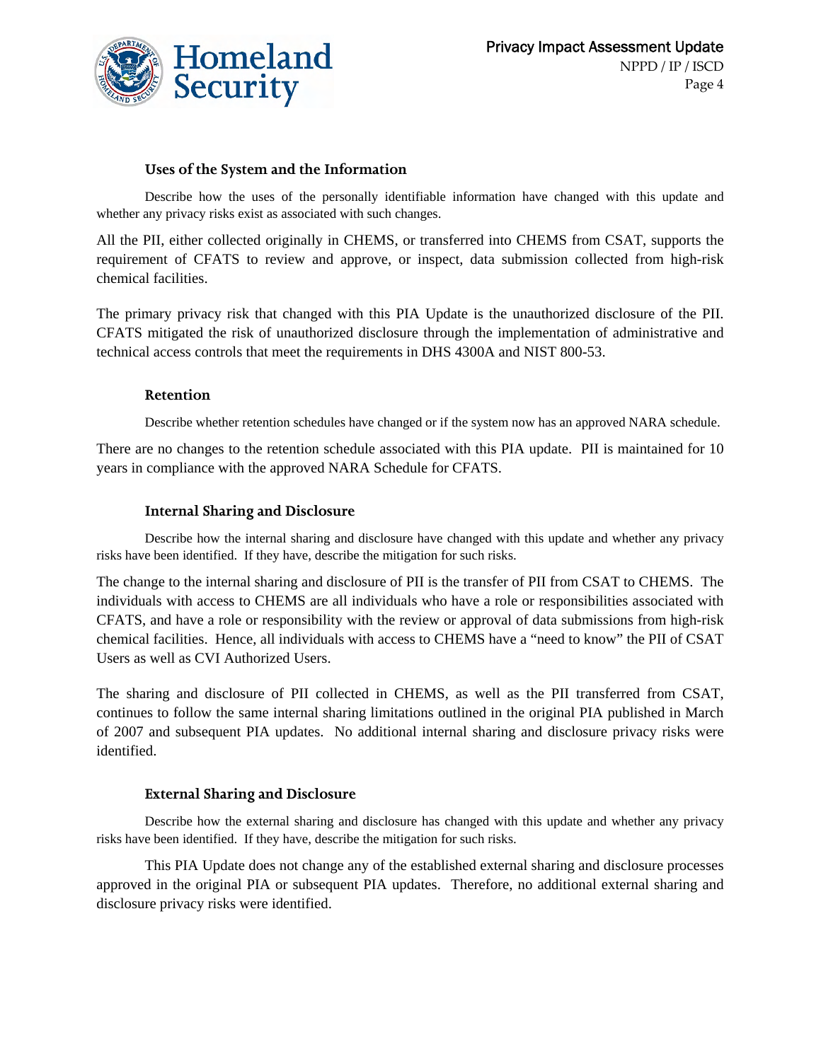### Uses of the System and the Information

Describe how the uses of the personally identifiable information have changed with this update and whether any privacy risks exist as associated with such changes.

All the PII, either collected originally in CHEMS, or transferred into CHEMS from CSAT, supports the requirement of CFATS to review and approve, or inspect, data submission collected from high-risk chemical facilities.

The primary privacy risk that changed with this PIA Update is the unauthorized disclosure of the PII. CFATS mitigated the risk of unauthorized disclosure through the implementation of administrative and technical access controls that meet the requirements in DHS 4300A and NIST 800-53.

### Retention

Describe whether retention schedules have changed or if the system now has an approved NARA schedule.

There are no changes to the retention schedule associated with this PIA update. PII is maintained for 10 years in compliance with the approved NARA Schedule for CFATS.

### Internal Sharing and Disclosure

Describe how the internal sharing and disclosure have changed with this update and whether any privacy risks have been identified. If they have, describe the mitigation for such risks.

The change to the internal sharing and disclosure of PII is the transfer of PII from CSAT to CHEMS. The individuals with access to CHEMS are all individuals who have a role or responsibilities associated with CFATS, and have a role or responsibility with the review or approval of data submissions from high-risk chemical facilities. Hence, all individuals with access to CHEMS have a "need to know" the PII of CSAT Users as well as CVI Authorized Users.

The sharing and disclosure of PII collected in CHEMS, as well as the PII transferred from CSAT, continues to follow the same internal sharing limitations outlined in the original PIA published in March of 2007 and subsequent PIA updates. No additional internal sharing and disclosure privacy risks were identified.

### External Sharing and Disclosure

Describe how the external sharing and disclosure has changed with this update and whether any privacy risks have been identified. If they have, describe the mitigation for such risks.

This PIA Update does not change any of the established external sharing and disclosure processes approved in the original PIA or subsequent PIA updates. Therefore, no additional external sharing and disclosure privacy risks were identified.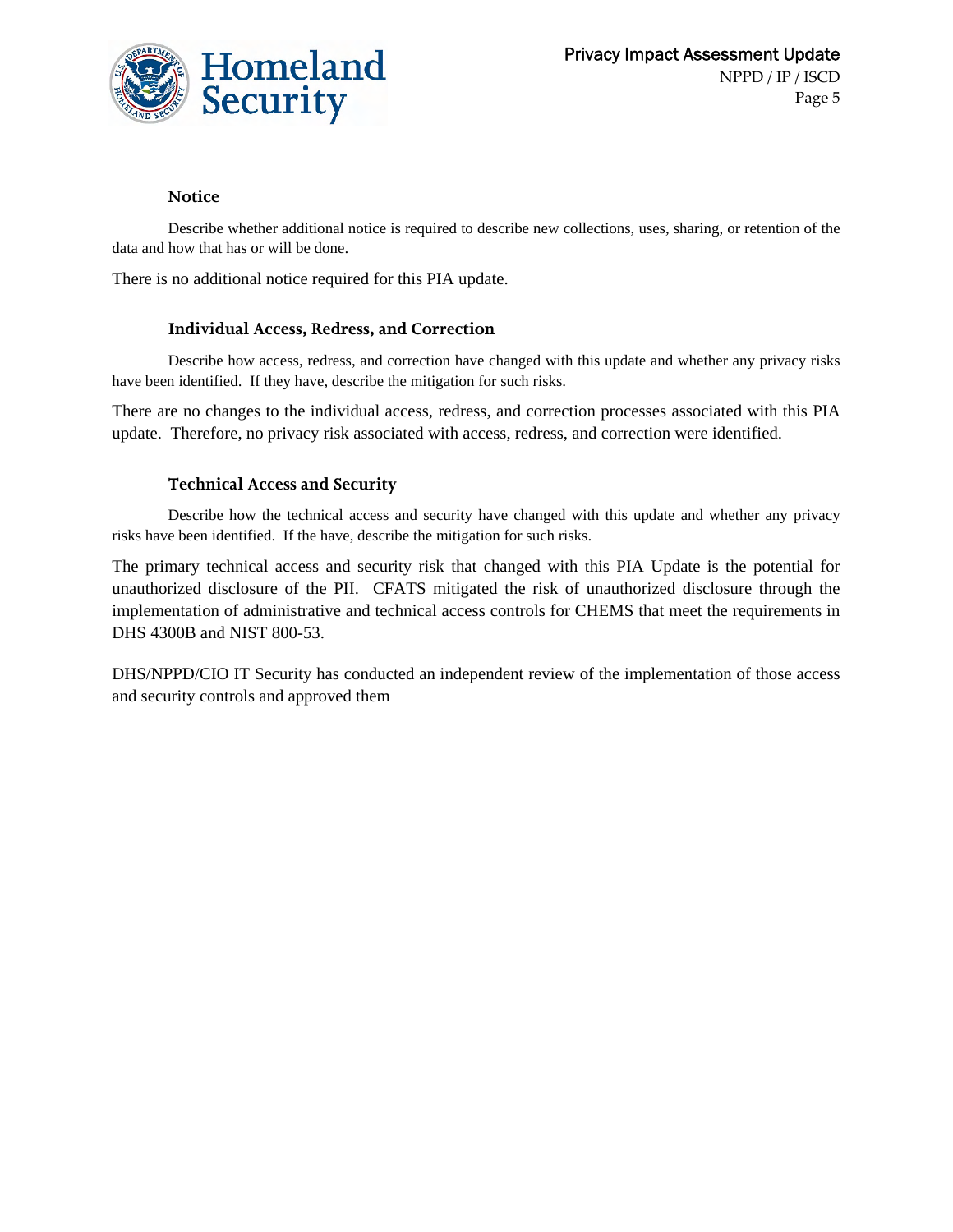### Notice

Describe whether additional notice is required to describe new collections, uses, sharing, or retention of the data and how that has or will be done.

There is no additional notice required for this PIA update.

### Individual Access, Redress, and Correction

Describe how access, redress, and correction have changed with this update and whether any privacy risks have been identified. If they have, describe the mitigation for such risks.

There are no changes to the individual access, redress, and correction processes associated with this PIA update. Therefore, no privacy risk associated with access, redress, and correction were identified.

### Technical Access and Security

Describe how the technical access and security have changed with this update and whether any privacy risks have been identified. If the have, describe the mitigation for such risks.

The primary technical access and security risk that changed with this PIA Update is the potential for unauthorized disclosure of the PII. CFATS mitigated the risk of unauthorized disclosure through the implementation of administrative and technical access controls for CHEMS that meet the requirements in DHS 4300B and NIST 800-53.

DHS/NPPD/CIO IT Security has conducted an independent review of the implementation of those access and security controls and approved them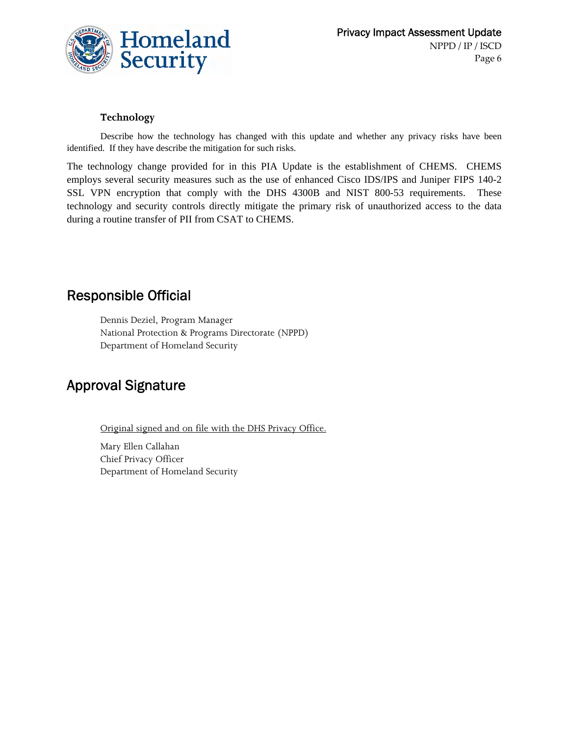### Technology

Describe how the technology has changed with this update and whether any privacy risks have been identified. If they have describe the mitigation for such risks.

The technology change provided for in this PIA Update is the establishment of CHEMS. CHEMS employs several security measures such as the use of enhanced Cisco IDS/IPS and Juniper FIPS 140-2 SSL VPN encryption that comply with the DHS 4300B and NIST 800-53 requirements. These technology and security controls directly mitigate the primary risk of unauthorized access to the data during a routine transfer of PII from CSAT to CHEMS.

## Responsible Official

Dennis Deziel, Program Manager
National Protection & Programs Directorate (NPPD)
Department of Homeland Security

## Approval Signature

Original signed and on file with the DHS Privacy Office.

Mary Ellen Callahan
Chief Privacy Officer
Department of Homeland Security